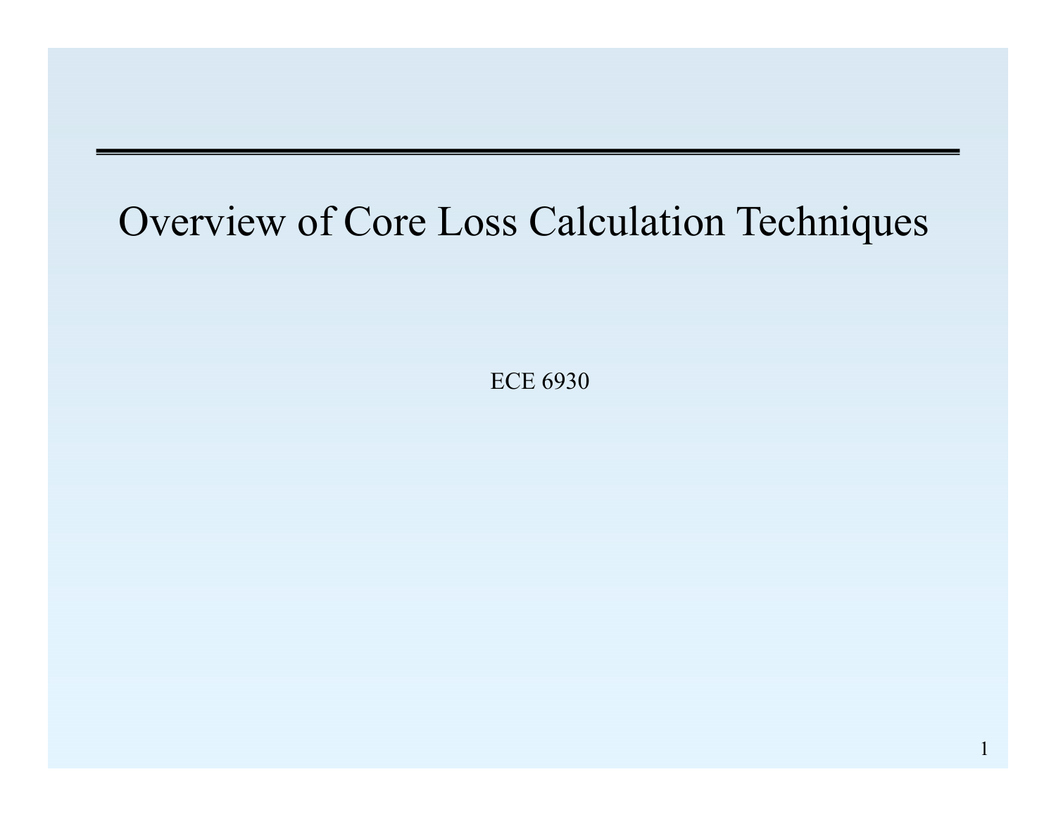# Overview of Core Loss Calculation Techniques

ECE 6930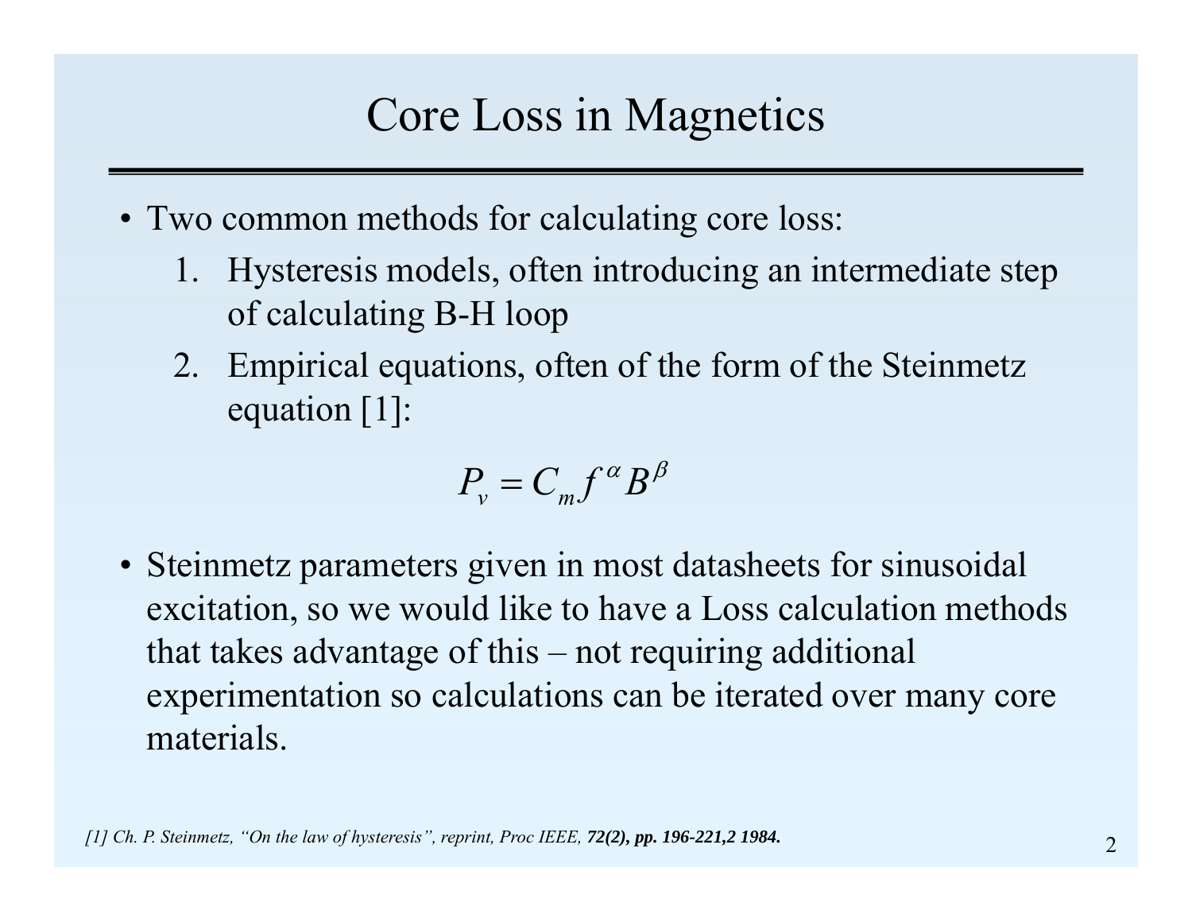# Core Loss in Magnetics

- Two common methods for calculating core loss:
  1. Hysteresis models, often introducing an intermediate step of calculating B-H loop
  2. Empirical equations, often of the form of the Steinmetz equation [1]:

$$P_v = C_m f^{\alpha} B^{\beta}$$

- Steinmetz parameters given in most datasheets for sinusoidal excitation, so we would like to have a Loss calculation methods that takes advantage of this – not requiring additional experimentation so calculations can be iterated over many core materials.

*[1] Ch. P. Steinmetz, "On the law of hysteresis", reprint, Proc IEEE,* ***72(2), pp. 196-221,2 1984.***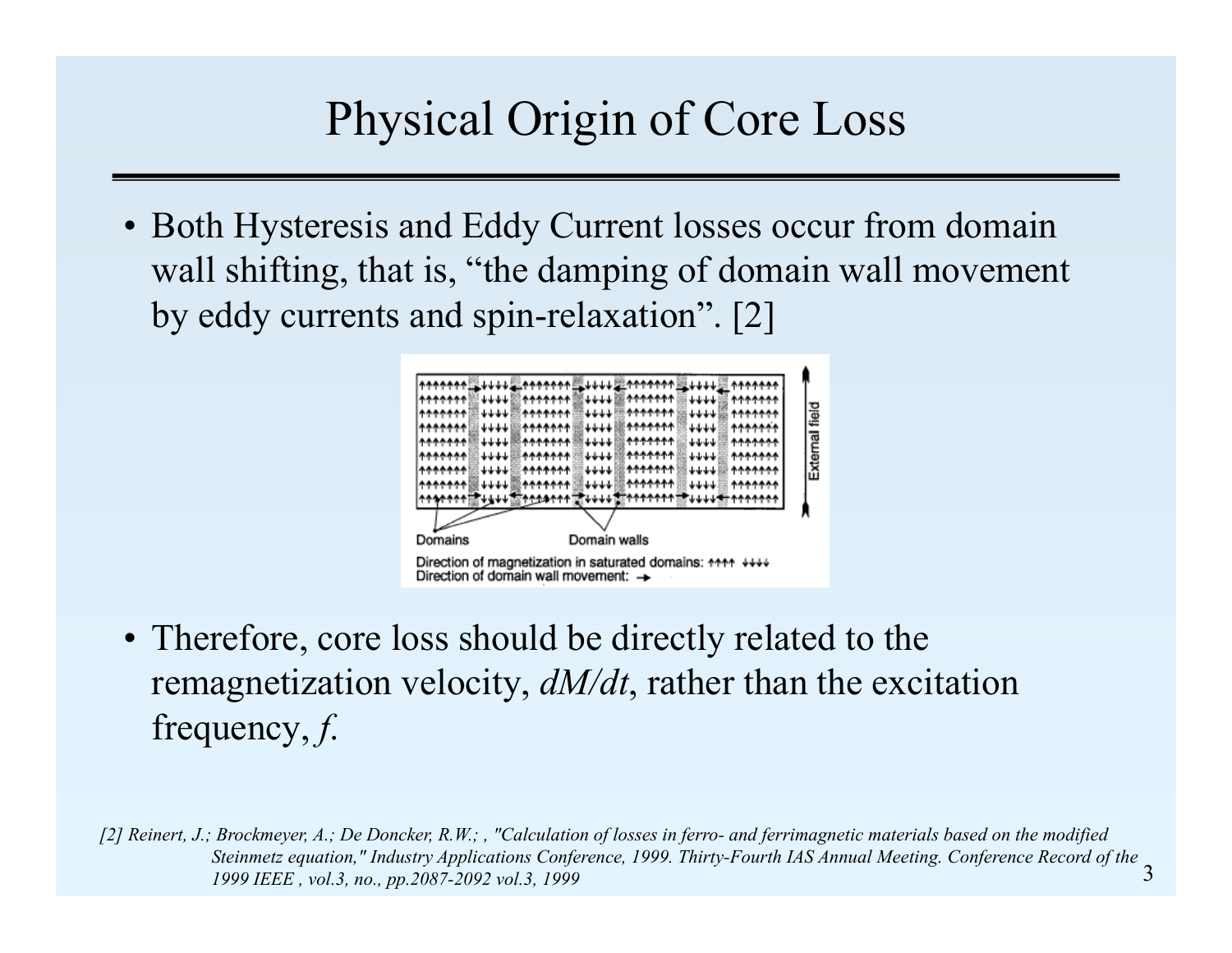# Physical Origin of Core Loss

- Both Hysteresis and Eddy Current losses occur from domain wall shifting, that is, “the damping of domain wall movement by eddy currents and spin-relaxation”. [2]

- Therefore, core loss should be directly related to the remagnetization velocity, $dM/dt$, rather than the excitation frequency, $f$.

[2] Reinert, J.; Brockmeyer, A.; De Doncker, R.W.; , "Calculation of losses in ferro- and ferrimagnetic materials based on the modified Steinmetz equation," Industry Applications Conference, 1999. Thirty-Fourth IAS Annual Meeting. Conference Record of the 1999 IEEE , vol.3, no., pp.2087-2092 vol.3, 1999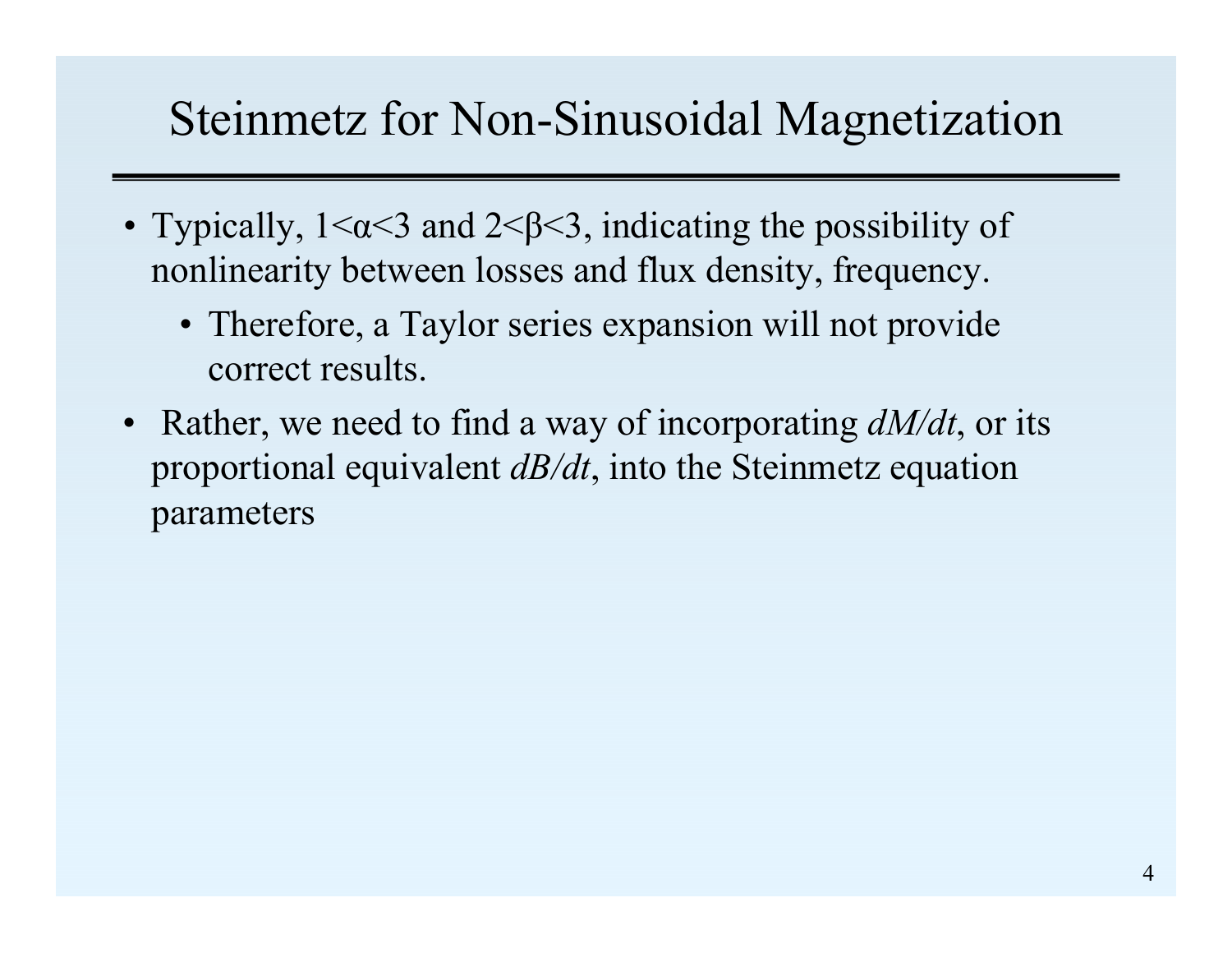# Steinmetz for Non-Sinusoidal Magnetization

- Typically, $1<\alpha<3$ and $2<\beta<3$, indicating the possibility of nonlinearity between losses and flux density, frequency.
  - Therefore, a Taylor series expansion will not provide correct results.
- Rather, we need to find a way of incorporating $dM/dt$, or its proportional equivalent $dB/dt$, into the Steinmetz equation parameters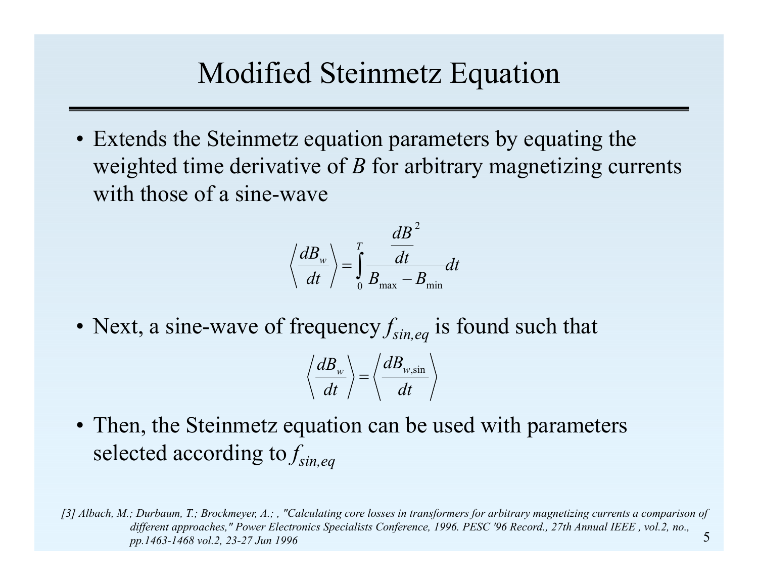# Modified Steinmetz Equation

- Extends the Steinmetz equation parameters by equating the weighted time derivative of $B$ for arbitrary magnetizing currents with those of a sine-wave

$$\left\langle \frac{dB_w}{dt} \right\rangle = \int_0^T \frac{\frac{dB}{dt}^2}{B_{\max} - B_{\min}} dt$$

- Next, a sine-wave of frequency $f_{sin,eq}$ is found such that

$$\left\langle \frac{dB_w}{dt} \right\rangle = \left\langle \frac{dB_{w,\sin}}{dt} \right\rangle$$

- Then, the Steinmetz equation can be used with parameters selected according to $f_{sin,eq}$

*[3] Albach, M.; Durbaum, T.; Brockmeyer, A.; , "Calculating core losses in transformers for arbitrary magnetizing currents a comparison of different approaches," Power Electronics Specialists Conference, 1996. PESC '96 Record., 27th Annual IEEE , vol.2, no., pp.1463-1468 vol.2, 23-27 Jun 1996*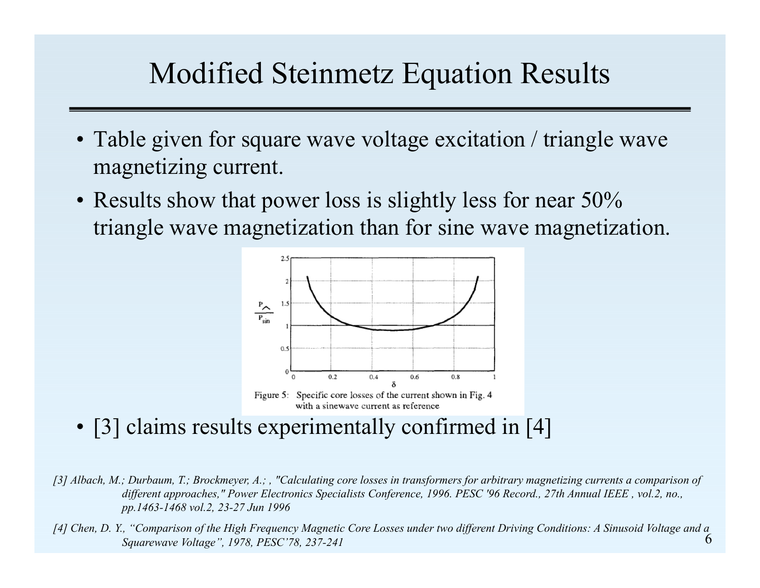# Modified Steinmetz Equation Results

- Table given for square wave voltage excitation / triangle wave magnetizing current.
- Results show that power loss is slightly less for near 50% triangle wave magnetization than for sine wave magnetization.

Figure 5: Specific core losses of the current shown in Fig. 4 with a sinewave current as reference

- [3] claims results experimentally confirmed in [4]

*[3] Albach, M.; Durbaum, T.; Brockmeyer, A.; , "Calculating core losses in transformers for arbitrary magnetizing currents a comparison of different approaches," Power Electronics Specialists Conference, 1996. PESC '96 Record., 27th Annual IEEE , vol.2, no., pp.1463-1468 vol.2, 23-27 Jun 1996*

*[4] Chen, D. Y., "Comparison of the High Frequency Magnetic Core Losses under two different Driving Conditions: A Sinusoid Voltage and a Squarewave Voltage", 1978, PESC'78, 237-241*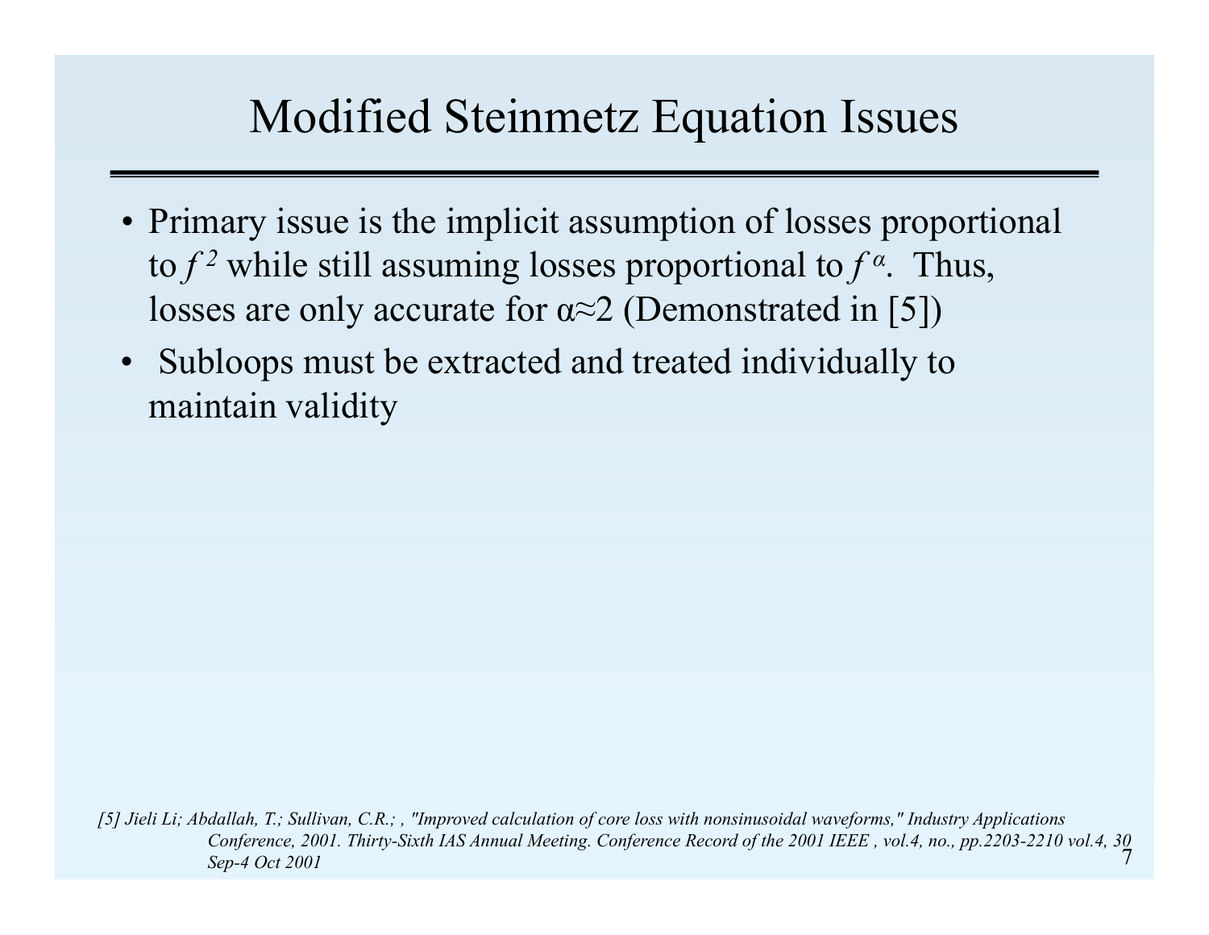# Modified Steinmetz Equation Issues

- Primary issue is the implicit assumption of losses proportional to $f^2$ while still assuming losses proportional to $f^{\alpha}$. Thus, losses are only accurate for $\alpha \approx 2$ (Demonstrated in [5])
- Subloops must be extracted and treated individually to maintain validity

*[5] Jieli Li; Abdallah, T.; Sullivan, C.R.; , "Improved calculation of core loss with nonsinusoidal waveforms," Industry Applications Conference, 2001. Thirty-Sixth IAS Annual Meeting. Conference Record of the 2001 IEEE , vol.4, no., pp.2203-2210 vol.4, 30 Sep-4 Oct 2001*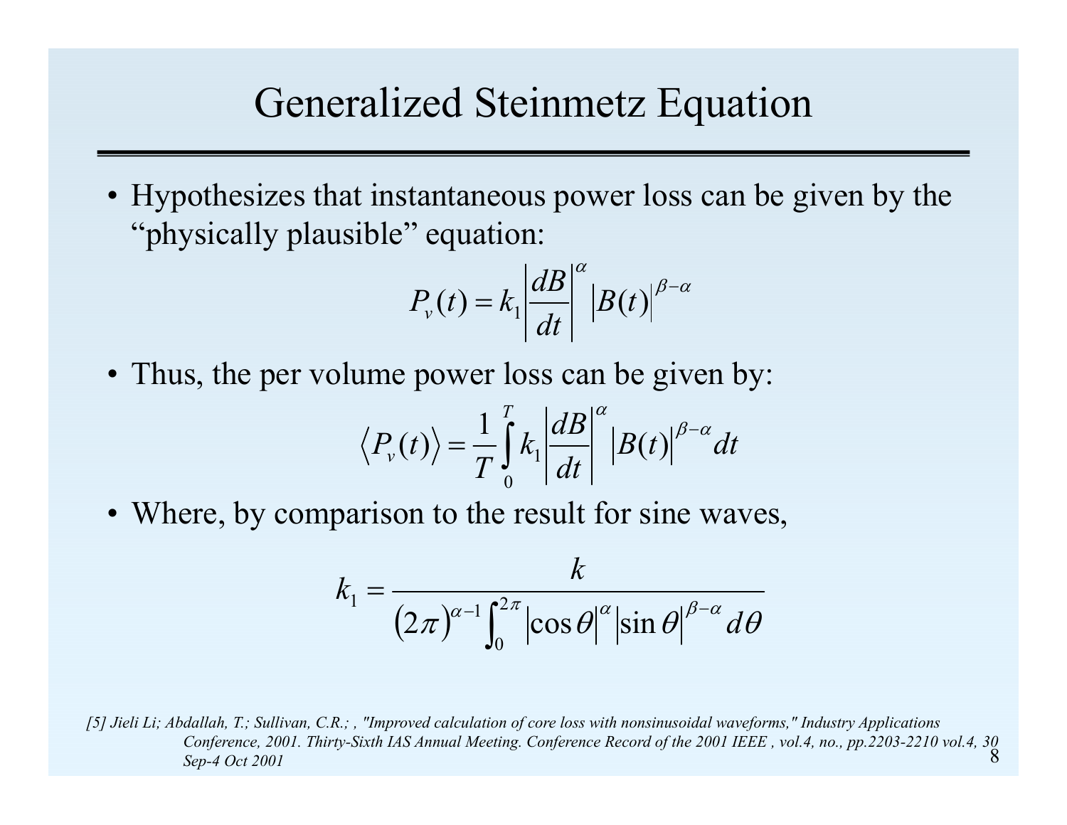# Generalized Steinmetz Equation

- Hypothesizes that instantaneous power loss can be given by the "physically plausible" equation:

$$P_v(t) = k_1 \left| \frac{dB}{dt} \right|^{\alpha} \left| B(t) \right|^{\beta - \alpha}$$

- Thus, the per volume power loss can be given by:

$$\left\langle P_v(t) \right\rangle = \frac{1}{T} \int_0^T k_1 \left| \frac{dB}{dt} \right|^{\alpha} \left| B(t) \right|^{\beta - \alpha} dt$$

- Where, by comparison to the result for sine waves,

$$k_1 = \frac{k}{(2\pi)^{\alpha - 1} \int_0^{2\pi} \left| \cos\theta \right|^{\alpha} \left| \sin\theta \right|^{\beta - \alpha} d\theta}$$

*[5] Jieli Li; Abdallah, T.; Sullivan, C.R.; , "Improved calculation of core loss with nonsinusoidal waveforms," Industry Applications Conference, 2001. Thirty-Sixth IAS Annual Meeting. Conference Record of the 2001 IEEE , vol.4, no., pp.2203-2210 vol.4, 30 Sep-4 Oct 2001*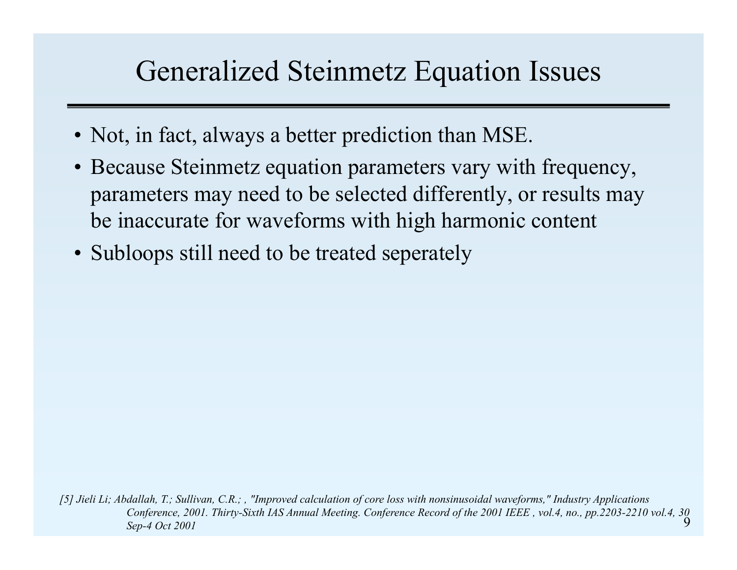# Generalized Steinmetz Equation Issues

- Not, in fact, always a better prediction than MSE.
- Because Steinmetz equation parameters vary with frequency, parameters may need to be selected differently, or results may be inaccurate for waveforms with high harmonic content
- Subloops still need to be treated seperately

*[5] Jieli Li; Abdallah, T.; Sullivan, C.R.; , "Improved calculation of core loss with nonsinusoidal waveforms," Industry Applications Conference, 2001. Thirty-Sixth IAS Annual Meeting. Conference Record of the 2001 IEEE , vol.4, no., pp.2203-2210 vol.4, 30 Sep-4 Oct 2001*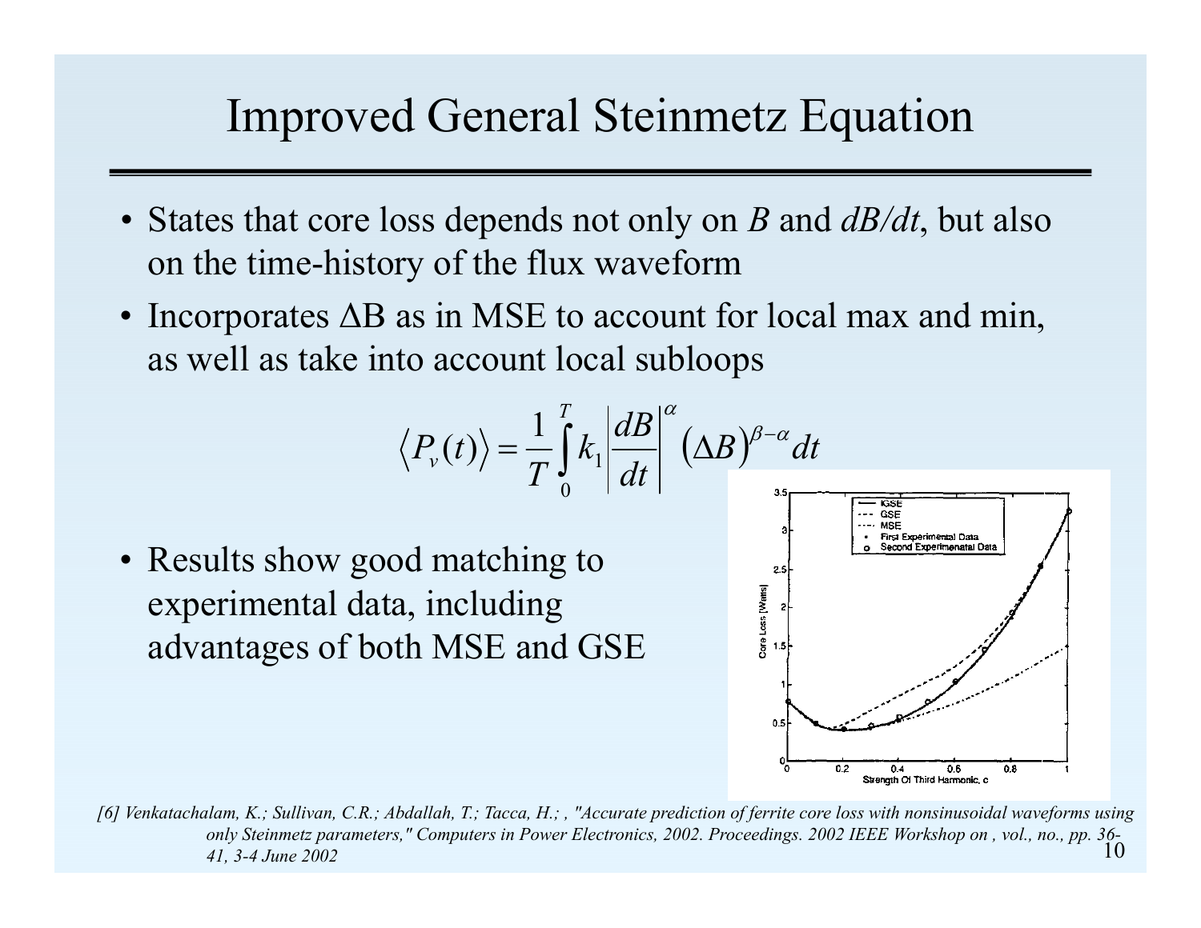# Improved General Steinmetz Equation

- States that core loss depends not only on $B$ and $dB/dt$, but also on the time-history of the flux waveform
- Incorporates $\Delta B$ as in MSE to account for local max and min, as well as take into account local subloops

$$\left\langle P_v(t) \right\rangle = \frac{1}{T} \int_0^T k_1 \left| \frac{dB}{dt} \right|^{\alpha} \left( \Delta B \right)^{\beta - \alpha} dt$$

- Results show good matching to experimental data, including advantages of both MSE and GSE

*[6] Venkatachalam, K.; Sullivan, C.R.; Abdallah, T.; Tacca, H.; , "Accurate prediction of ferrite core loss with nonsinusoidal waveforms using only Steinmetz parameters," Computers in Power Electronics, 2002. Proceedings. 2002 IEEE Workshop on , vol., no., pp. 36-41, 3-4 June 2002*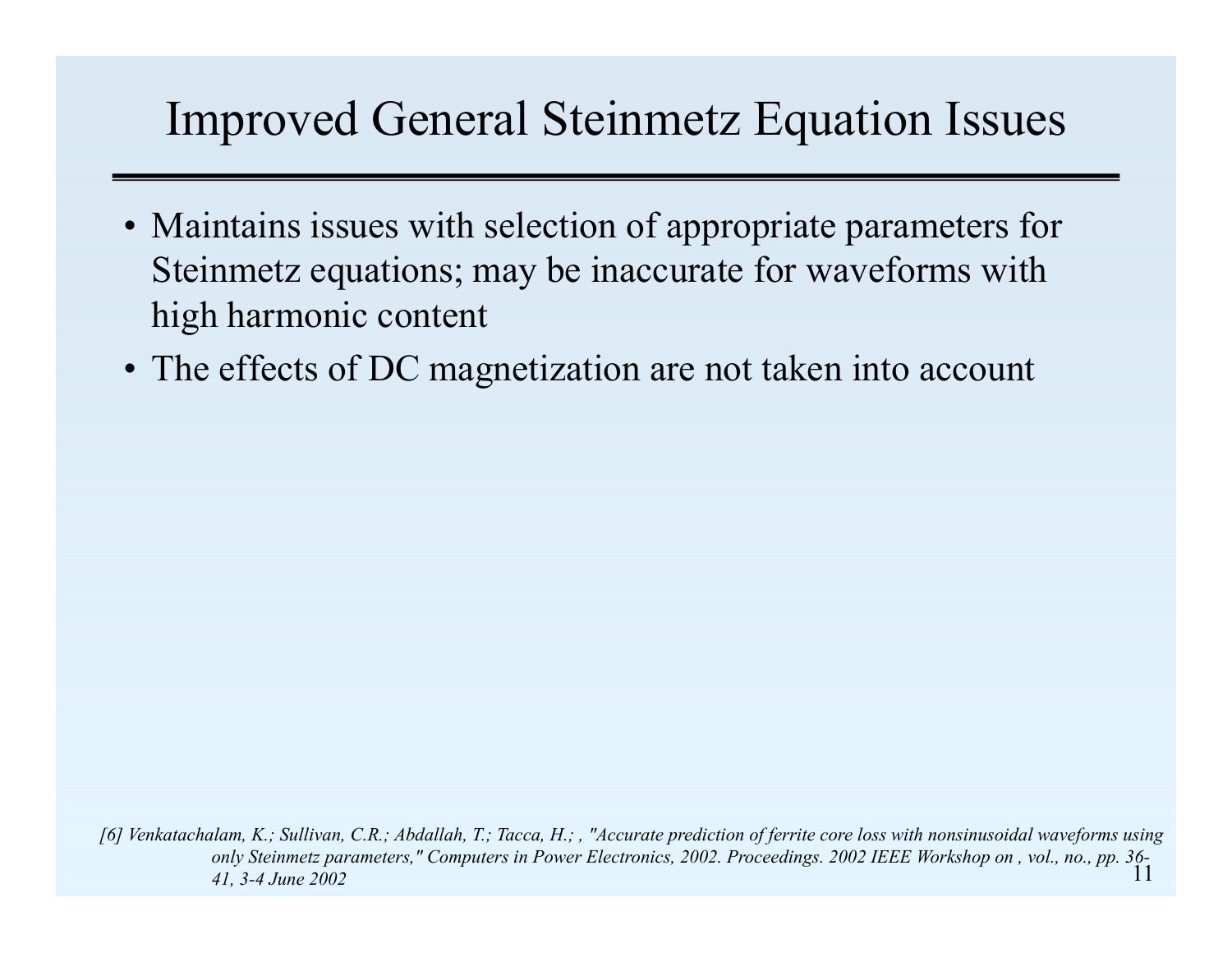# Improved General Steinmetz Equation Issues

- Maintains issues with selection of appropriate parameters for Steinmetz equations; may be inaccurate for waveforms with high harmonic content
- The effects of DC magnetization are not taken into account

*[6] Venkatachalam, K.; Sullivan, C.R.; Abdallah, T.; Tacca, H.; , "Accurate prediction of ferrite core loss with nonsinusoidal waveforms using only Steinmetz parameters," Computers in Power Electronics, 2002. Proceedings. 2002 IEEE Workshop on , vol., no., pp. 36-41, 3-4 June 2002*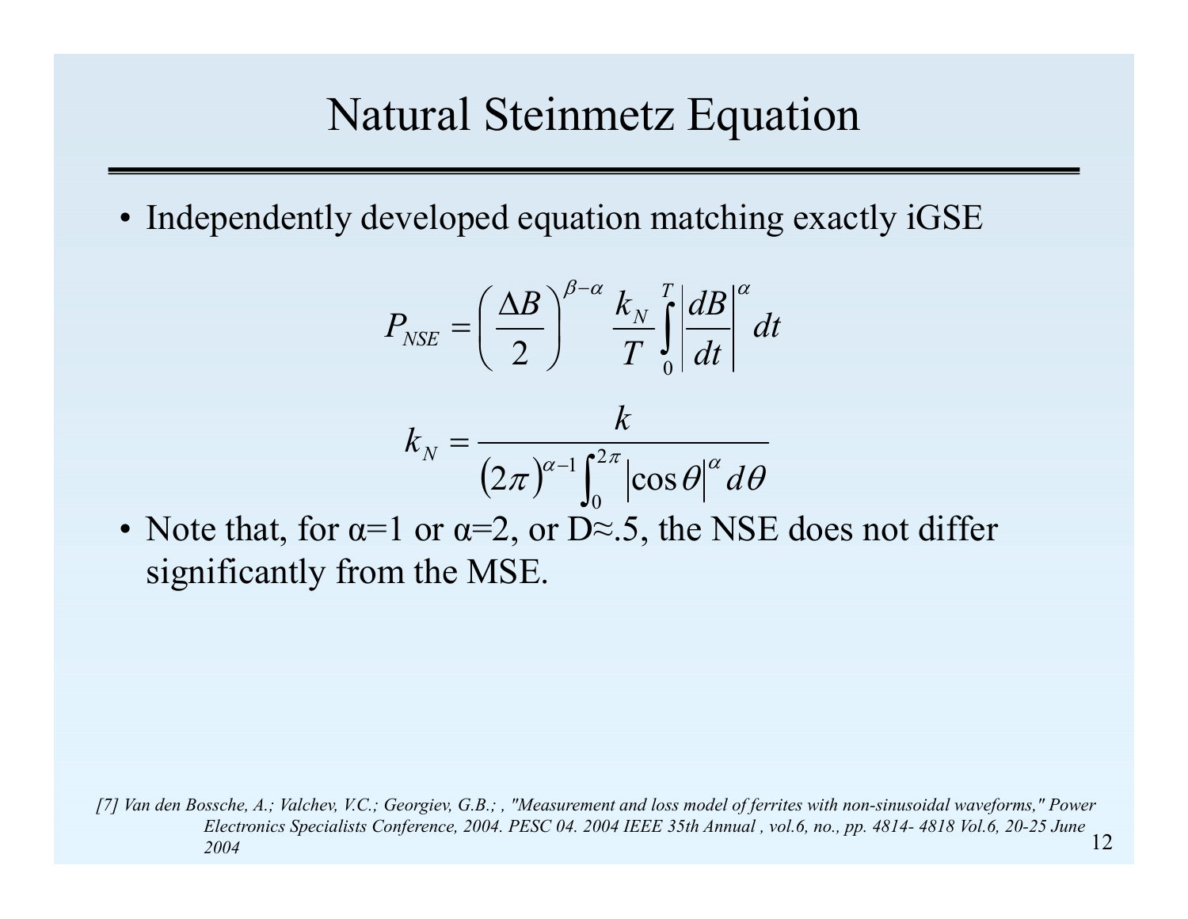# Natural Steinmetz Equation

- Independently developed equation matching exactly iGSE

$$P_{NSE} = \left(\frac{\Delta B}{2}\right)^{\beta-\alpha} \frac{k_N}{T} \int_0^T \left|\frac{dB}{dt}\right|^{\alpha} dt$$

$$k_N = \frac{k}{(2\pi)^{\alpha-1} \int_0^{2\pi} |\cos\theta|^{\alpha} d\theta}$$

- Note that, for α=1 or α=2, or D≈.5, the NSE does not differ significantly from the MSE.

*[7] Van den Bossche, A.; Valchev, V.C.; Georgiev, G.B.; , "Measurement and loss model of ferrites with non-sinusoidal waveforms," Power Electronics Specialists Conference, 2004. PESC 04. 2004 IEEE 35th Annual , vol.6, no., pp. 4814- 4818 Vol.6, 20-25 June 2004*